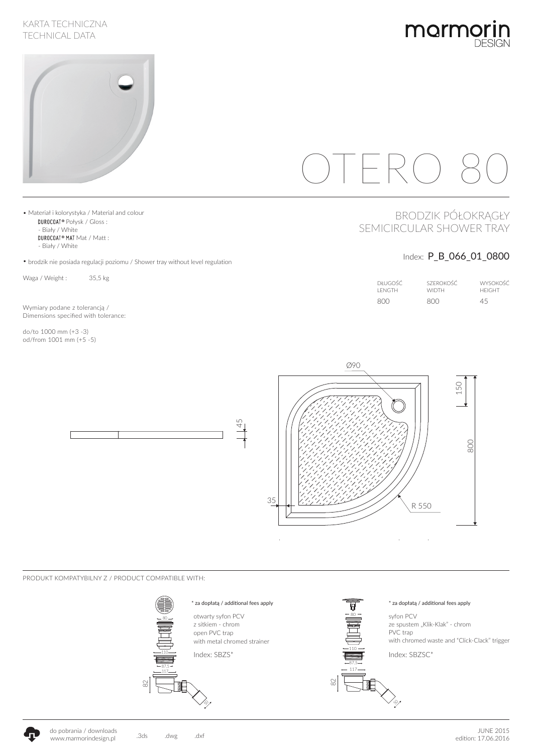KARTA TECHNICZNA
TECHNICAL DATA

marmorin DESIGN

# OTERO 80

## BRODZIK PÓŁOKRĄGŁY
## SEMICIRCULAR SHOWER TRAY

Index: **P_B_066_01_0800**

| DŁUGOŚĆ LENGTH | SZEROKOŚĆ WIDTH | WYSOKOŚĆ HEIGHT |
|---|---|---|
| 800 | 800 | 45 |

- Materiał i kolorystyka / Material and colour
  - DUROCOAT® Połysk / Gloss :
    - Biały / White
  - DUROCOAT® MAT Mat / Matt :
    - Biały / White
- brodzik nie posiada regulacji poziomu / Shower tray without level regulation

Waga / Weight : 35,5 kg

Wymiary podane z tolerancją /
Dimensions specified with tolerance:

do/to 1000 mm (+3 -3)
od/from 1001 mm (+5 -5)

Ø90, 45, 150, 800, 35, R 550

PRODUKT KOMPATYBILNY Z / PRODUCT COMPATIBLE WITH:

\* za dopłatą / additional fees apply

otwarty syfon PCV
z sitkiem - chrom
open PVC trap
with metal chromed strainer

Index: SBZS*

\* za dopłatą / additional fees apply

syfon PCV
ze spustem „Klik-Klak" - chrom
PVC trap
with chromed waste and "Click-Clack" trigger

Index: SBZSC*

do pobrania / downloads
www.marmorindesign.pl

.3ds .dwg .dxf

JUNE 2015
edition: 17.06.2016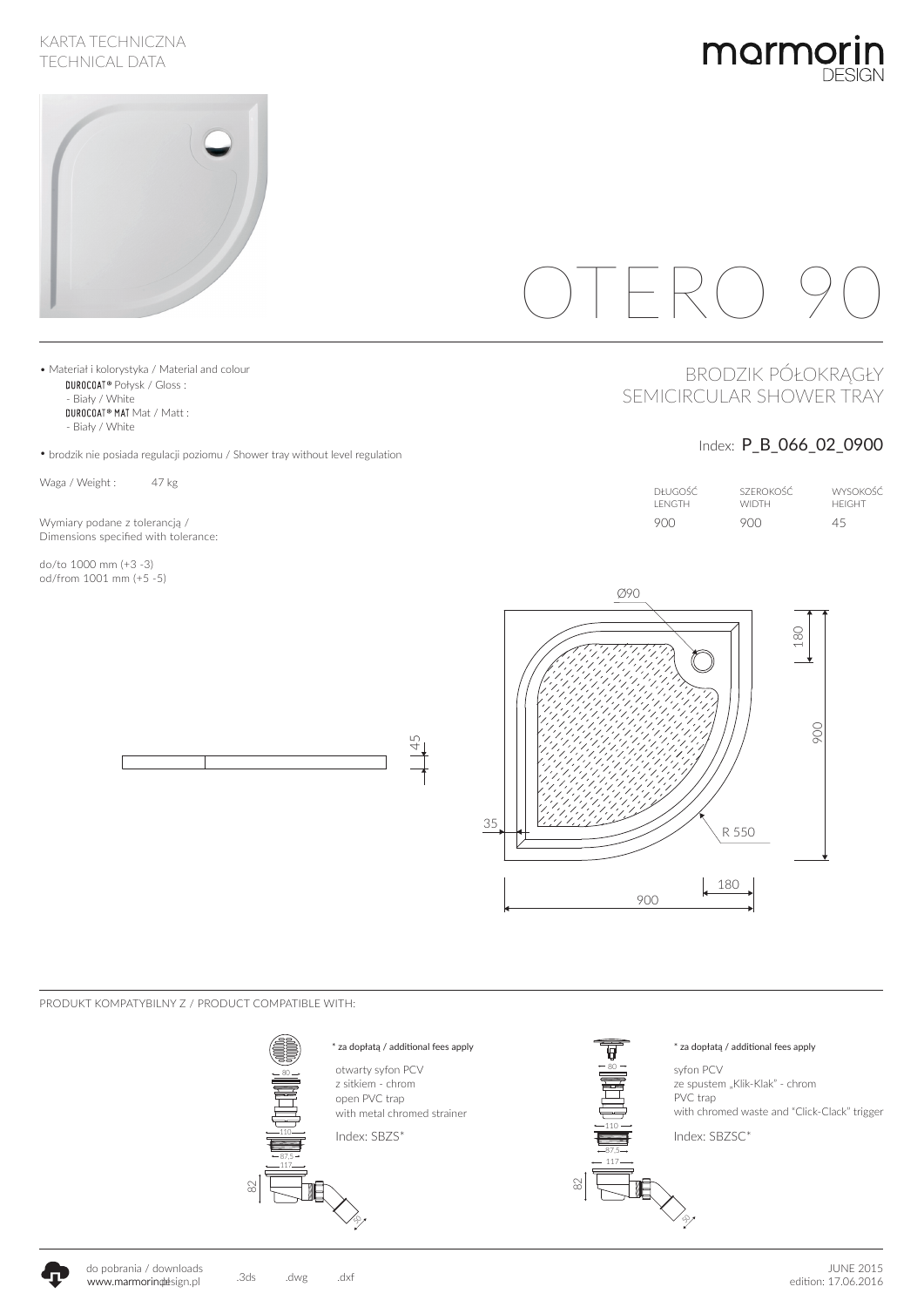KARTA TECHNICZNA
TECHNICAL DATA

marmorin DESIGN

# OTERO 90

## BRODZIK PÓŁOKRĄGŁY
## SEMICIRCULAR SHOWER TRAY

Index: **P_B_066_02_0900**

| DŁUGOŚĆ LENGTH | SZEROKOŚĆ WIDTH | WYSOKOŚĆ HEIGHT |
|---|---|---|
| 900 | 900 | 45 |

- Materiał i kolorystyka / Material and colour
  - DUROCOAT® Połysk / Gloss :
    - Biały / White
  - DUROCOAT® MAT Mat / Matt :
    - Biały / White
- brodzik nie posiada regulacji poziomu / Shower tray without level regulation

Waga / Weight : 47 kg

Wymiary podane z tolerancją /
Dimensions specified with tolerance:

do/to 1000 mm (+3 -3)
od/from 1001 mm (+5 -5)

45

Ø90

180

900

35

R 550

180

900

PRODUKT KOMPATYBILNY Z / PRODUCT COMPATIBLE WITH:

\* za dopłatą / additional fees apply

otwarty syfon PCV
z sitkiem - chrom
open PVC trap
with metal chromed strainer

Index: SBZS*

\* za dopłatą / additional fees apply

syfon PCV
ze spustem „Klik-Klak" - chrom
PVC trap
with chromed waste and "Click-Clack" trigger

Index: SBZSC*

80
110
87,5
117
82

do pobrania / downloads
www.marmorindesign.pl .3ds .dwg .dxf

JUNE 2015
edition: 17.06.2016